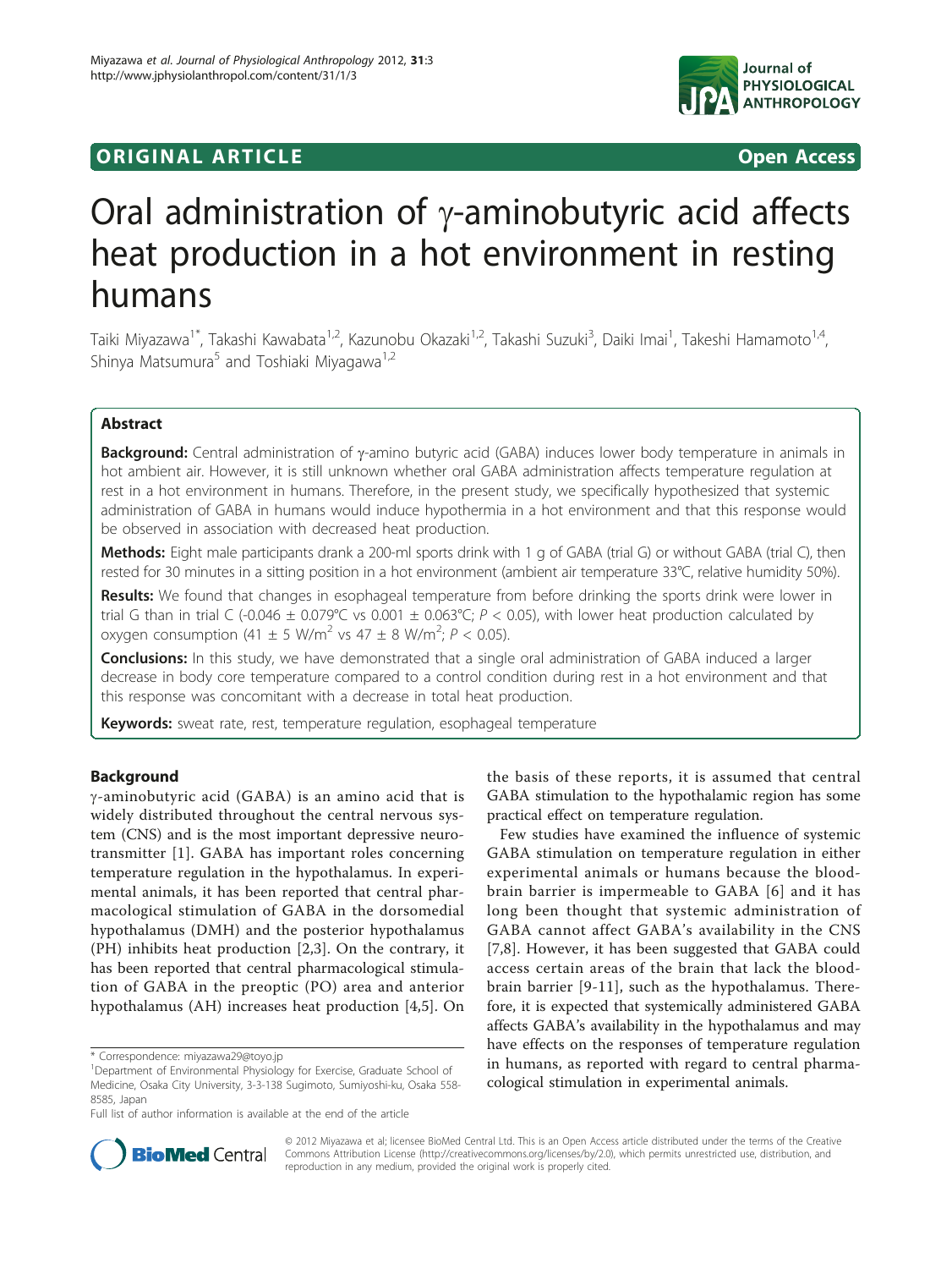ORIGINAL ARTICLE Open Access

# Oral administration of γ-aminobutyric acid affects heat production in a hot environment in resting humans

Taiki Miyazawa[1*], Takashi Kawabata[1,2], Kazunobu Okazaki[1,2], Takashi Suzuki[3], Daiki Imai[1], Takeshi Hamamoto[1,4], Shinya Matsumura[5] and Toshiaki Miyagawa[1,2]

## Abstract

**Background:** Central administration of γ-amino butyric acid (GABA) induces lower body temperature in animals in hot ambient air. However, it is still unknown whether oral GABA administration affects temperature regulation at rest in a hot environment in humans. Therefore, in the present study, we specifically hypothesized that systemic administration of GABA in humans would induce hypothermia in a hot environment and that this response would be observed in association with decreased heat production.

**Methods:** Eight male participants drank a 200-ml sports drink with 1 g of GABA (trial G) or without GABA (trial C), then rested for 30 minutes in a sitting position in a hot environment (ambient air temperature 33°C, relative humidity 50%).

**Results:** We found that changes in esophageal temperature from before drinking the sports drink were lower in trial G than in trial C (-0.046 ± 0.079°C vs 0.001 ± 0.063°C; $P < 0.05$), with lower heat production calculated by oxygen consumption (41 ± 5 W/m$^2$ vs 47 ± 8 W/m$^2$; $P < 0.05$).

**Conclusions:** In this study, we have demonstrated that a single oral administration of GABA induced a larger decrease in body core temperature compared to a control condition during rest in a hot environment and that this response was concomitant with a decrease in total heat production.

**Keywords:** sweat rate, rest, temperature regulation, esophageal temperature

## Background

γ-aminobutyric acid (GABA) is an amino acid that is widely distributed throughout the central nervous system (CNS) and is the most important depressive neurotransmitter [1]. GABA has important roles concerning temperature regulation in the hypothalamus. In experimental animals, it has been reported that central pharmacological stimulation of GABA in the dorsomedial hypothalamus (DMH) and the posterior hypothalamus (PH) inhibits heat production [2,3]. On the contrary, it has been reported that central pharmacological stimulation of GABA in the preoptic (PO) area and anterior hypothalamus (AH) increases heat production [4,5]. On the basis of these reports, it is assumed that central GABA stimulation to the hypothalamic region has some practical effect on temperature regulation.

Few studies have examined the influence of systemic GABA stimulation on temperature regulation in either experimental animals or humans because the blood-brain barrier is impermeable to GABA [6] and it has long been thought that systemic administration of GABA cannot affect GABA's availability in the CNS [7,8]. However, it has been suggested that GABA could access certain areas of the brain that lack the blood-brain barrier [9-11], such as the hypothalamus. Therefore, it is expected that systemically administered GABA affects GABA's availability in the hypothalamus and may have effects on the responses of temperature regulation in humans, as reported with regard to central pharmacological stimulation in experimental animals.

\* Correspondence: miyazawa29@toyo.jp

[1]Department of Environmental Physiology for Exercise, Graduate School of Medicine, Osaka City University, 3-3-138 Sugimoto, Sumiyoshi-ku, Osaka 558-8585, Japan

Full list of author information is available at the end of the article

© 2012 Miyazawa et al; licensee BioMed Central Ltd. This is an Open Access article distributed under the terms of the Creative Commons Attribution License (http://creativecommons.org/licenses/by/2.0), which permits unrestricted use, distribution, and reproduction in any medium, provided the original work is properly cited.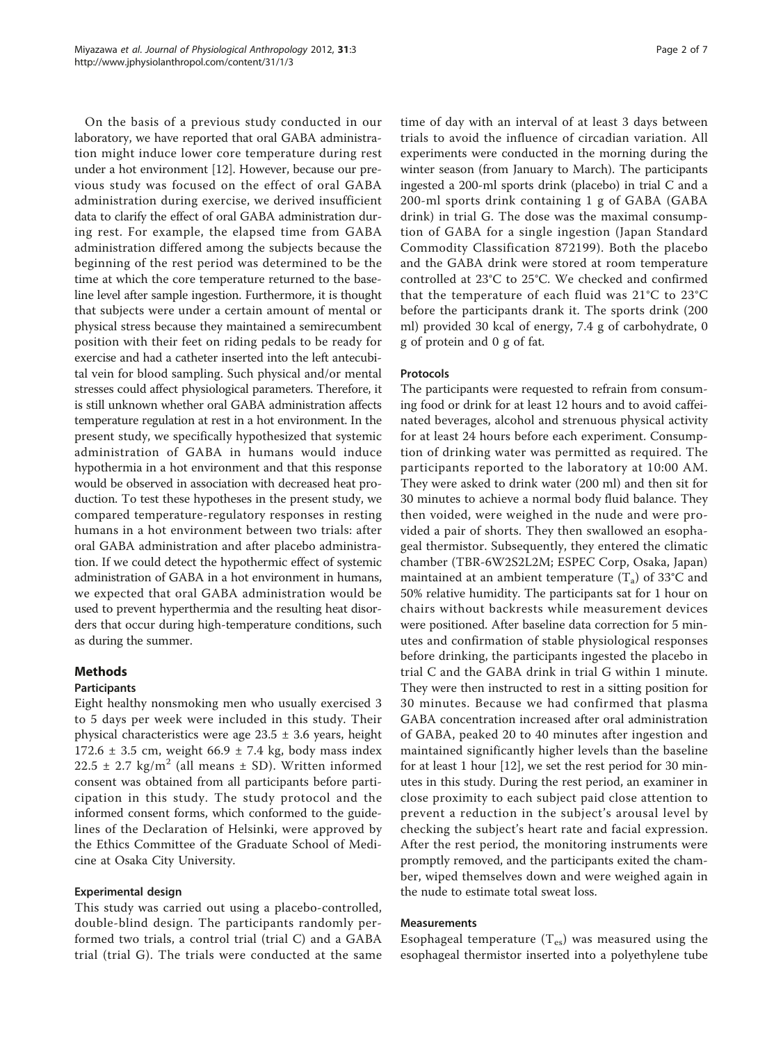On the basis of a previous study conducted in our laboratory, we have reported that oral GABA administration might induce lower core temperature during rest under a hot environment [12]. However, because our previous study was focused on the effect of oral GABA administration during exercise, we derived insufficient data to clarify the effect of oral GABA administration during rest. For example, the elapsed time from GABA administration differed among the subjects because the beginning of the rest period was determined to be the time at which the core temperature returned to the baseline level after sample ingestion. Furthermore, it is thought that subjects were under a certain amount of mental or physical stress because they maintained a semirecumbent position with their feet on riding pedals to be ready for exercise and had a catheter inserted into the left antecubital vein for blood sampling. Such physical and/or mental stresses could affect physiological parameters. Therefore, it is still unknown whether oral GABA administration affects temperature regulation at rest in a hot environment. In the present study, we specifically hypothesized that systemic administration of GABA in humans would induce hypothermia in a hot environment and that this response would be observed in association with decreased heat production. To test these hypotheses in the present study, we compared temperature-regulatory responses in resting humans in a hot environment between two trials: after oral GABA administration and after placebo administration. If we could detect the hypothermic effect of systemic administration of GABA in a hot environment in humans, we expected that oral GABA administration would be used to prevent hyperthermia and the resulting heat disorders that occur during high-temperature conditions, such as during the summer.

## Methods

### Participants

Eight healthy nonsmoking men who usually exercised 3 to 5 days per week were included in this study. Their physical characteristics were age 23.5 ± 3.6 years, height 172.6 ± 3.5 cm, weight 66.9 ± 7.4 kg, body mass index 22.5 ± 2.7 kg/m$^2$ (all means ± SD). Written informed consent was obtained from all participants before participation in this study. The study protocol and the informed consent forms, which conformed to the guidelines of the Declaration of Helsinki, were approved by the Ethics Committee of the Graduate School of Medicine at Osaka City University.

### Experimental design

This study was carried out using a placebo-controlled, double-blind design. The participants randomly performed two trials, a control trial (trial C) and a GABA trial (trial G). The trials were conducted at the same time of day with an interval of at least 3 days between trials to avoid the influence of circadian variation. All experiments were conducted in the morning during the winter season (from January to March). The participants ingested a 200-ml sports drink (placebo) in trial C and a 200-ml sports drink containing 1 g of GABA (GABA drink) in trial G. The dose was the maximal consumption of GABA for a single ingestion (Japan Standard Commodity Classification 872199). Both the placebo and the GABA drink were stored at room temperature controlled at 23°C to 25°C. We checked and confirmed that the temperature of each fluid was 21°C to 23°C before the participants drank it. The sports drink (200 ml) provided 30 kcal of energy, 7.4 g of carbohydrate, 0 g of protein and 0 g of fat.

### Protocols

The participants were requested to refrain from consuming food or drink for at least 12 hours and to avoid caffeinated beverages, alcohol and strenuous physical activity for at least 24 hours before each experiment. Consumption of drinking water was permitted as required. The participants reported to the laboratory at 10:00 AM. They were asked to drink water (200 ml) and then sit for 30 minutes to achieve a normal body fluid balance. They then voided, were weighed in the nude and were provided a pair of shorts. They then swallowed an esophageal thermistor. Subsequently, they entered the climatic chamber (TBR-6W2S2L2M; ESPEC Corp, Osaka, Japan) maintained at an ambient temperature ($T_a$) of 33°C and 50% relative humidity. The participants sat for 1 hour on chairs without backrests while measurement devices were positioned. After baseline data correction for 5 minutes and confirmation of stable physiological responses before drinking, the participants ingested the placebo in trial C and the GABA drink in trial G within 1 minute. They were then instructed to rest in a sitting position for 30 minutes. Because we had confirmed that plasma GABA concentration increased after oral administration of GABA, peaked 20 to 40 minutes after ingestion and maintained significantly higher levels than the baseline for at least 1 hour [12], we set the rest period for 30 minutes in this study. During the rest period, an examiner in close proximity to each subject paid close attention to prevent a reduction in the subject's arousal level by checking the subject's heart rate and facial expression. After the rest period, the monitoring instruments were promptly removed, and the participants exited the chamber, wiped themselves down and were weighed again in the nude to estimate total sweat loss.

### Measurements

Esophageal temperature ($T_{es}$) was measured using the esophageal thermistor inserted into a polyethylene tube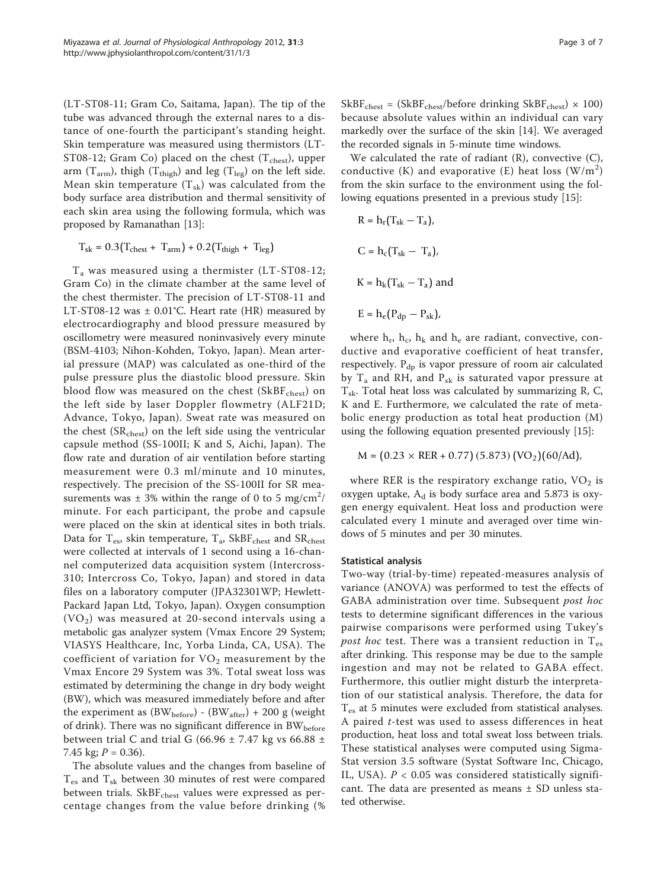(LT-ST08-11; Gram Co, Saitama, Japan). The tip of the tube was advanced through the external nares to a distance of one-fourth the participant's standing height. Skin temperature was measured using thermistors (LT-ST08-12; Gram Co) placed on the chest ($T_{chest}$), upper arm ($T_{arm}$), thigh ($T_{thigh}$) and leg ($T_{leg}$) on the left side. Mean skin temperature ($T_{sk}$) was calculated from the body surface area distribution and thermal sensitivity of each skin area using the following formula, which was proposed by Ramanathan [13]:

$$T_{sk} = 0.3(T_{chest} + T_{arm}) + 0.2(T_{thigh} + T_{leg})$$

$T_a$ was measured using a thermister (LT-ST08-12; Gram Co) in the climate chamber at the same level of the chest thermister. The precision of LT-ST08-11 and LT-ST08-12 was ± 0.01°C. Heart rate (HR) measured by electrocardiography and blood pressure measured by oscillometry were measured noninvasively every minute (BSM-4103; Nihon-Kohden, Tokyo, Japan). Mean arterial pressure (MAP) was calculated as one-third of the pulse pressure plus the diastolic blood pressure. Skin blood flow was measured on the chest ($SkBF_{chest}$) on the left side by laser Doppler flowmetry (ALF21D; Advance, Tokyo, Japan). Sweat rate was measured on the chest ($SR_{chest}$) on the left side using the ventricular capsule method (SS-100II; K and S, Aichi, Japan). The flow rate and duration of air ventilation before starting measurement were 0.3 ml/minute and 10 minutes, respectively. The precision of the SS-100II for SR measurements was ± 3% within the range of 0 to 5 mg/$cm^2$/minute. For each participant, the probe and capsule were placed on the skin at identical sites in both trials. Data for $T_{es}$, skin temperature, $T_a$, $SkBF_{chest}$ and $SR_{chest}$ were collected at intervals of 1 second using a 16-channel computerized data acquisition system (Intercross-310; Intercross Co, Tokyo, Japan) and stored in data files on a laboratory computer (JPA32301WP; Hewlett-Packard Japan Ltd, Tokyo, Japan). Oxygen consumption ($VO_2$) was measured at 20-second intervals using a metabolic gas analyzer system (Vmax Encore 29 System; VIASYS Healthcare, Inc, Yorba Linda, CA, USA). The coefficient of variation for $VO_2$ measurement by the Vmax Encore 29 System was 3%. Total sweat loss was estimated by determining the change in dry body weight (BW), which was measured immediately before and after the experiment as ($BW_{before}$) - ($BW_{after}$) + 200 g (weight of drink). There was no significant difference in $BW_{before}$ between trial C and trial G (66.96 ± 7.47 kg vs 66.88 ± 7.45 kg; $P = 0.36$).

The absolute values and the changes from baseline of $T_{es}$ and $T_{sk}$ between 30 minutes of rest were compared between trials. $SkBF_{chest}$ values were expressed as percentage changes from the value before drinking (% $SkBF_{chest}$ = ($SkBF_{chest}$/before drinking $SkBF_{chest}$) × 100) because absolute values within an individual can vary markedly over the surface of the skin [14]. We averaged the recorded signals in 5-minute time windows.

We calculated the rate of radiant (R), convective (C), conductive (K) and evaporative (E) heat loss (W/$m^2$) from the skin surface to the environment using the following equations presented in a previous study [15]:

$$R = h_r(T_{sk} - T_a),$$

$$C = h_c(T_{sk} - T_a),$$

$$K = h_k(T_{sk} - T_a) \text{ and}$$

$$E = h_e(P_{dp} - P_{sk}),$$

where $h_r$, $h_c$, $h_k$ and $h_e$ are radiant, convective, conductive and evaporative coefficient of heat transfer, respectively. $P_{dp}$ is vapor pressure of room air calculated by $T_a$ and RH, and $P_{sk}$ is saturated vapor pressure at $T_{sk}$. Total heat loss was calculated by summarizing R, C, K and E. Furthermore, we calculated the rate of metabolic energy production as total heat production (M) using the following equation presented previously [15]:

$$M = (0.23 \times RER + 0.77)(5.873)(VO_2)(60/Ad),$$

where RER is the respiratory exchange ratio, $VO_2$ is oxygen uptake, $A_d$ is body surface area and 5.873 is oxygen energy equivalent. Heat loss and production were calculated every 1 minute and averaged over time windows of 5 minutes and per 30 minutes.

#### Statistical analysis

Two-way (trial-by-time) repeated-measures analysis of variance (ANOVA) was performed to test the effects of GABA administration over time. Subsequent *post hoc* tests to determine significant differences in the various pairwise comparisons were performed using Tukey's *post hoc* test. There was a transient reduction in $T_{es}$ after drinking. This response may be due to the sample ingestion and may not be related to GABA effect. Furthermore, this outlier might disturb the interpretation of our statistical analysis. Therefore, the data for $T_{es}$ at 5 minutes were excluded from statistical analyses. A paired $t$-test was used to assess differences in heat production, heat loss and total sweat loss between trials. These statistical analyses were computed using SigmaStat version 3.5 software (Systat Software Inc, Chicago, IL, USA). $P < 0.05$ was considered statistically significant. The data are presented as means ± SD unless stated otherwise.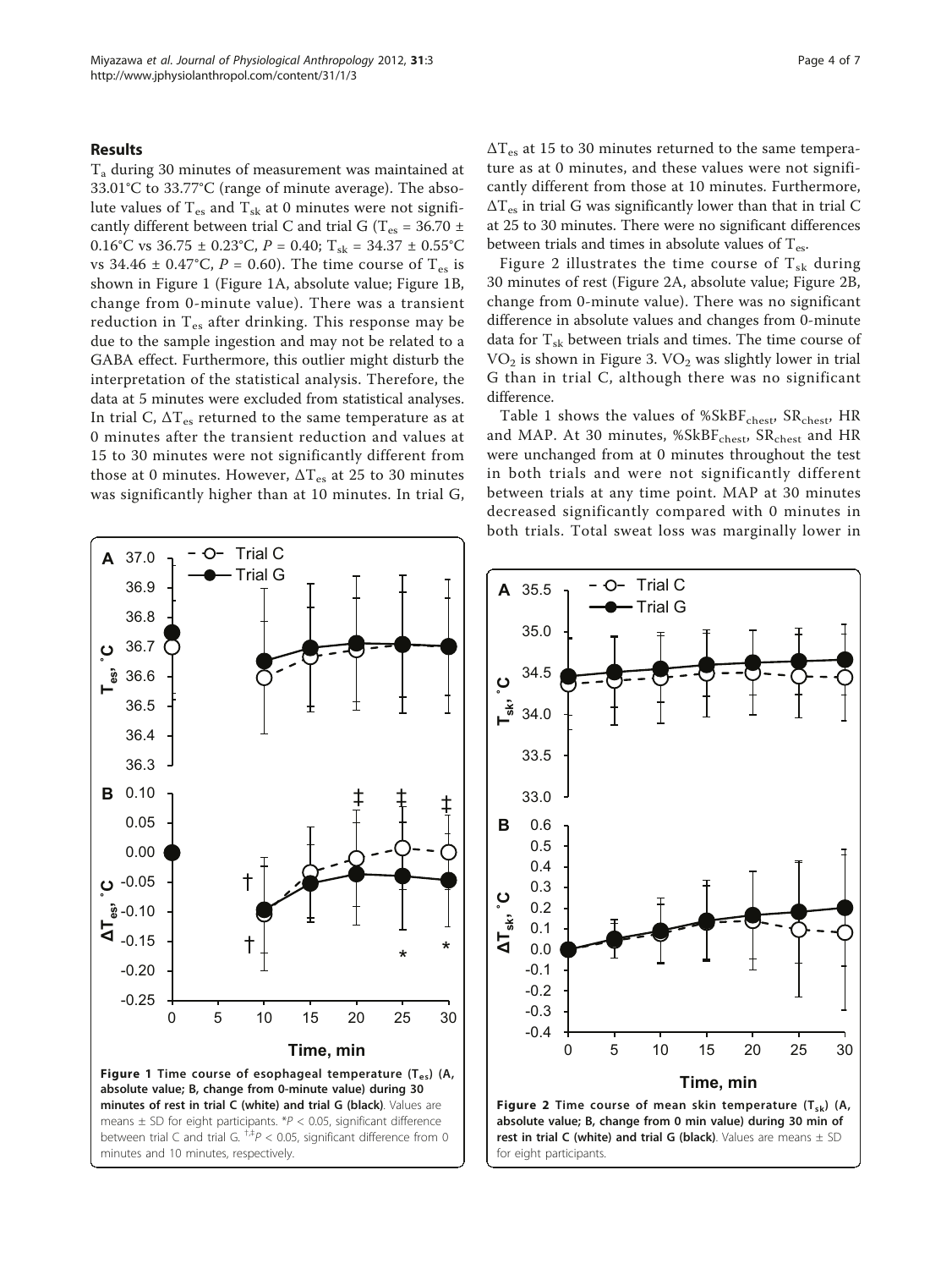## Results

$T_a$ during 30 minutes of measurement was maintained at 33.01°C to 33.77°C (range of minute average). The absolute values of $T_{es}$ and $T_{sk}$ at 0 minutes were not significantly different between trial C and trial G ($T_{es}$ = 36.70 ± 0.16°C vs 36.75 ± 0.23°C, $P$ = 0.40; $T_{sk}$ = 34.37 ± 0.55°C vs 34.46 ± 0.47°C, $P$ = 0.60). The time course of $T_{es}$ is shown in Figure 1 (Figure 1A, absolute value; Figure 1B, change from 0-minute value). There was a transient reduction in $T_{es}$ after drinking. This response may be due to the sample ingestion and may not be related to a GABA effect. Furthermore, this outlier might disturb the interpretation of the statistical analysis. Therefore, the data at 5 minutes were excluded from statistical analyses. In trial C, $\Delta T_{es}$ returned to the same temperature as at 0 minutes after the transient reduction and values at 15 to 30 minutes were not significantly different from those at 0 minutes. However, $\Delta T_{es}$ at 25 to 30 minutes was significantly higher than at 10 minutes. In trial G, $\Delta T_{es}$ at 15 to 30 minutes returned to the same temperature as at 0 minutes, and these values were not significantly different from those at 10 minutes. Furthermore, $\Delta T_{es}$ in trial G was significantly lower than that in trial C at 25 to 30 minutes. There were no significant differences between trials and times in absolute values of $T_{es}$.

Figure 1 Time course of esophageal temperature ($T_{es}$) (A, absolute value; B, change from 0-minute value) during 30 minutes of rest in trial C (white) and trial G (black). Values are means ± SD for eight participants. *$P$ < 0.05, significant difference between trial C and trial G. †,‡$P$ < 0.05, significant difference from 0 minutes and 10 minutes, respectively.

Figure 2 illustrates the time course of $T_{sk}$ during 30 minutes of rest (Figure 2A, absolute value; Figure 2B, change from 0-minute value). There was no significant difference in absolute values and changes from 0-minute data for $T_{sk}$ between trials and times. The time course of $VO_2$ is shown in Figure 3. $VO_2$ was slightly lower in trial G than in trial C, although there was no significant difference.

Table 1 shows the values of $\%SkBF_{chest}$, $SR_{chest}$, HR and MAP. At 30 minutes, $\%SkBF_{chest}$, $SR_{chest}$ and HR were unchanged from at 0 minutes throughout the test in both trials and were not significantly different between trials at any time point. MAP at 30 minutes decreased significantly compared with 0 minutes in both trials. Total sweat loss was marginally lower in

Figure 2 Time course of mean skin temperature ($T_{sk}$) (A, absolute value; B, change from 0 min value) during 30 min of rest in trial C (white) and trial G (black). Values are means ± SD for eight participants.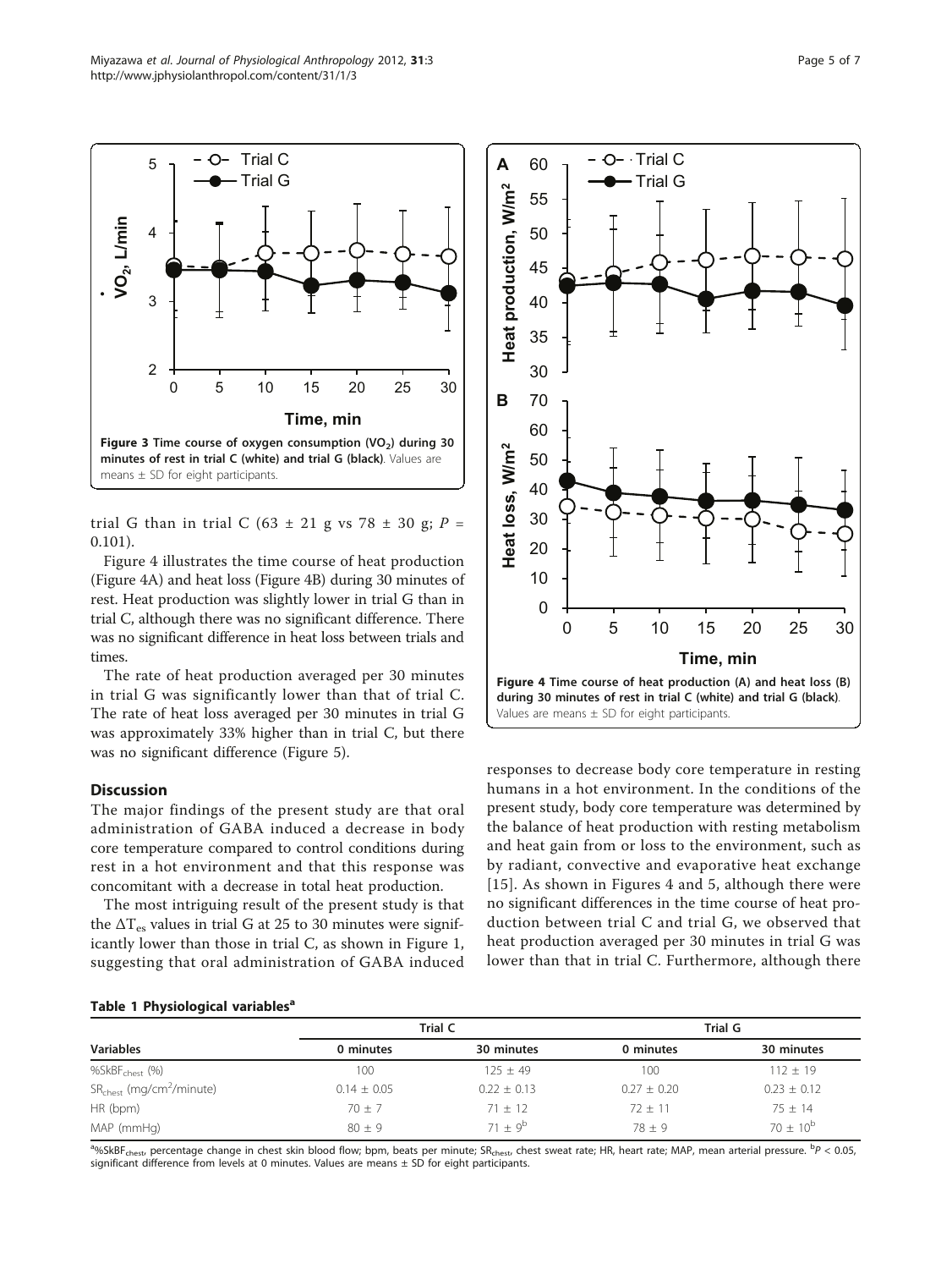Figure 3 Time course of oxygen consumption ($\dot{V}O_2$) during 30 minutes of rest in trial C (white) and trial G (black). Values are means ± SD for eight participants.

Figure 4 Time course of heat production (A) and heat loss (B) during 30 minutes of rest in trial C (white) and trial G (black). Values are means ± SD for eight participants.

trial G than in trial C (63 ± 21 g vs 78 ± 30 g; $P$ = 0.101).

Figure 4 illustrates the time course of heat production (Figure 4A) and heat loss (Figure 4B) during 30 minutes of rest. Heat production was slightly lower in trial G than in trial C, although there was no significant difference. There was no significant difference in heat loss between trials and times.

The rate of heat production averaged per 30 minutes in trial G was significantly lower than that of trial C. The rate of heat loss averaged per 30 minutes in trial G was approximately 33% higher than in trial C, but there was no significant difference (Figure 5).

## Discussion

The major findings of the present study are that oral administration of GABA induced a decrease in body core temperature compared to control conditions during rest in a hot environment and that this response was concomitant with a decrease in total heat production.

The most intriguing result of the present study is that the $\Delta T_{es}$ values in trial G at 25 to 30 minutes were significantly lower than those in trial C, as shown in Figure 1, suggesting that oral administration of GABA induced responses to decrease body core temperature in resting humans in a hot environment. In the conditions of the present study, body core temperature was determined by the balance of heat production with resting metabolism and heat gain from or loss to the environment, such as by radiant, convective and evaporative heat exchange [15]. As shown in Figures 4 and 5, although there were no significant differences in the time course of heat production between trial C and trial G, we observed that heat production averaged per 30 minutes in trial G was lower than that in trial C. Furthermore, although there

**Table 1 Physiological variables**[a]

| Variables | Trial C | | Trial G | |
|---|---|---|---|---|
| | 0 minutes | 30 minutes | 0 minutes | 30 minutes |
| $\%SkBF_{chest}$ (%) | 100 | 125 ± 49 | 100 | 112 ± 19 |
| $SR_{chest}$ (mg/cm$^2$/minute) | 0.14 ± 0.05 | 0.22 ± 0.13 | 0.27 ± 0.20 | 0.23 ± 0.12 |
| HR (bpm) | 70 ± 7 | 71 ± 12 | 72 ± 11 | 75 ± 14 |
| MAP (mmHg) | 80 ± 9 | 71 ± 9[b] | 78 ± 9 | 70 ± 10[b] |

[a] $\%SkBF_{chest}$, percentage change in chest skin blood flow; bpm, beats per minute; $SR_{chest}$, chest sweat rate; HR, heart rate; MAP, mean arterial pressure. [b] $P < 0.05$, significant difference from levels at 0 minutes. Values are means ± SD for eight participants.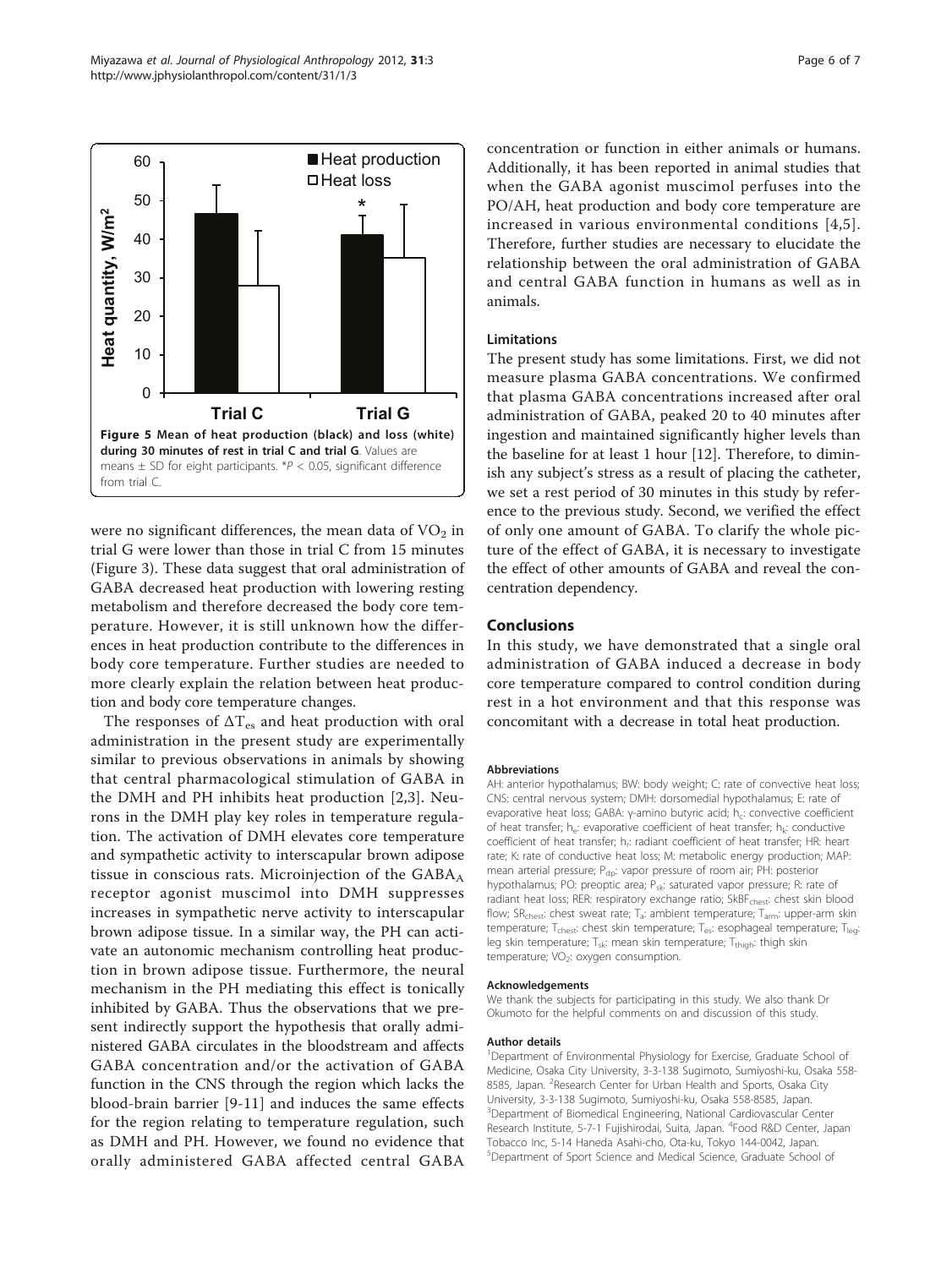**Figure 5 Mean of heat production (black) and loss (white) during 30 minutes of rest in trial C and trial G**. Values are means ± SD for eight participants. *$P < 0.05$, significant difference from trial C.

were no significant differences, the mean data of $VO_2$ in trial G were lower than those in trial C from 15 minutes (Figure 3). These data suggest that oral administration of GABA decreased heat production with lowering resting metabolism and therefore decreased the body core temperature. However, it is still unknown how the differences in heat production contribute to the differences in body core temperature. Further studies are needed to more clearly explain the relation between heat production and body core temperature changes.

The responses of $\Delta T_{es}$ and heat production with oral administration in the present study are experimentally similar to previous observations in animals by showing that central pharmacological stimulation of GABA in the DMH and PH inhibits heat production [2,3]. Neurons in the DMH play key roles in temperature regulation. The activation of DMH elevates core temperature and sympathetic activity to interscapular brown adipose tissue in conscious rats. Microinjection of the $GABA_A$ receptor agonist muscimol into DMH suppresses increases in sympathetic nerve activity to interscapular brown adipose tissue. In a similar way, the PH can activate an autonomic mechanism controlling heat production in brown adipose tissue. Furthermore, the neural mechanism in the PH mediating this effect is tonically inhibited by GABA. Thus the observations that we present indirectly support the hypothesis that orally administered GABA circulates in the bloodstream and affects GABA concentration and/or the activation of GABA function in the CNS through the region which lacks the blood-brain barrier [9-11] and induces the same effects for the region relating to temperature regulation, such as DMH and PH. However, we found no evidence that orally administered GABA affected central GABA concentration or function in either animals or humans. Additionally, it has been reported in animal studies that when the GABA agonist muscimol perfuses into the PO/AH, heat production and body core temperature are increased in various environmental conditions [4,5]. Therefore, further studies are necessary to elucidate the relationship between the oral administration of GABA and central GABA function in humans as well as in animals.

### Limitations

The present study has some limitations. First, we did not measure plasma GABA concentrations. We confirmed that plasma GABA concentrations increased after oral administration of GABA, peaked 20 to 40 minutes after ingestion and maintained significantly higher levels than the baseline for at least 1 hour [12]. Therefore, to diminish any subject's stress as a result of placing the catheter, we set a rest period of 30 minutes in this study by reference to the previous study. Second, we verified the effect of only one amount of GABA. To clarify the whole picture of the effect of GABA, it is necessary to investigate the effect of other amounts of GABA and reveal the concentration dependency.

## Conclusions

In this study, we have demonstrated that a single oral administration of GABA induced a decrease in body core temperature compared to control condition during rest in a hot environment and that this response was concomitant with a decrease in total heat production.

#### Abbreviations

AH: anterior hypothalamus; BW: body weight; C: rate of convective heat loss; CNS: central nervous system; DMH: dorsomedial hypothalamus; E: rate of evaporative heat loss; GABA: γ-amino butyric acid; $h_c$: convective coefficient of heat transfer; $h_e$: evaporative coefficient of heat transfer; $h_k$: conductive coefficient of heat transfer; $h_r$: radiant coefficient of heat transfer; HR: heart rate; K: rate of conductive heat loss; M: metabolic energy production; MAP: mean arterial pressure; $P_{dp}$: vapor pressure of room air; PH: posterior hypothalamus; PO: preoptic area; $P_{sk}$: saturated vapor pressure; R: rate of radiant heat loss; RER: respiratory exchange ratio; $SkBF_{chest}$: chest skin blood flow; $SR_{chest}$: chest sweat rate; $T_a$: ambient temperature; $T_{arm}$: upper-arm skin temperature; $T_{chest}$: chest skin temperature; $T_{es}$: esophageal temperature; $T_{leg}$: leg skin temperature; $T_{sk}$: mean skin temperature; $T_{thigh}$: thigh skin temperature; $VO_2$: oxygen consumption.

#### Acknowledgements

We thank the subjects for participating in this study. We also thank Dr Okumoto for the helpful comments on and discussion of this study.

#### Author details

[1]Department of Environmental Physiology for Exercise, Graduate School of Medicine, Osaka City University, 3-3-138 Sugimoto, Sumiyoshi-ku, Osaka 558-8585, Japan. [2]Research Center for Urban Health and Sports, Osaka City University, 3-3-138 Sugimoto, Sumiyoshi-ku, Osaka 558-8585, Japan. [3]Department of Biomedical Engineering, National Cardiovascular Center Research Institute, 5-7-1 Fujishirodai, Suita, Japan. [4]Food R&D Center, Japan Tobacco Inc, 5-14 Haneda Asahi-cho, Ota-ku, Tokyo 144-0042, Japan. [5]Department of Sport Science and Medical Science, Graduate School of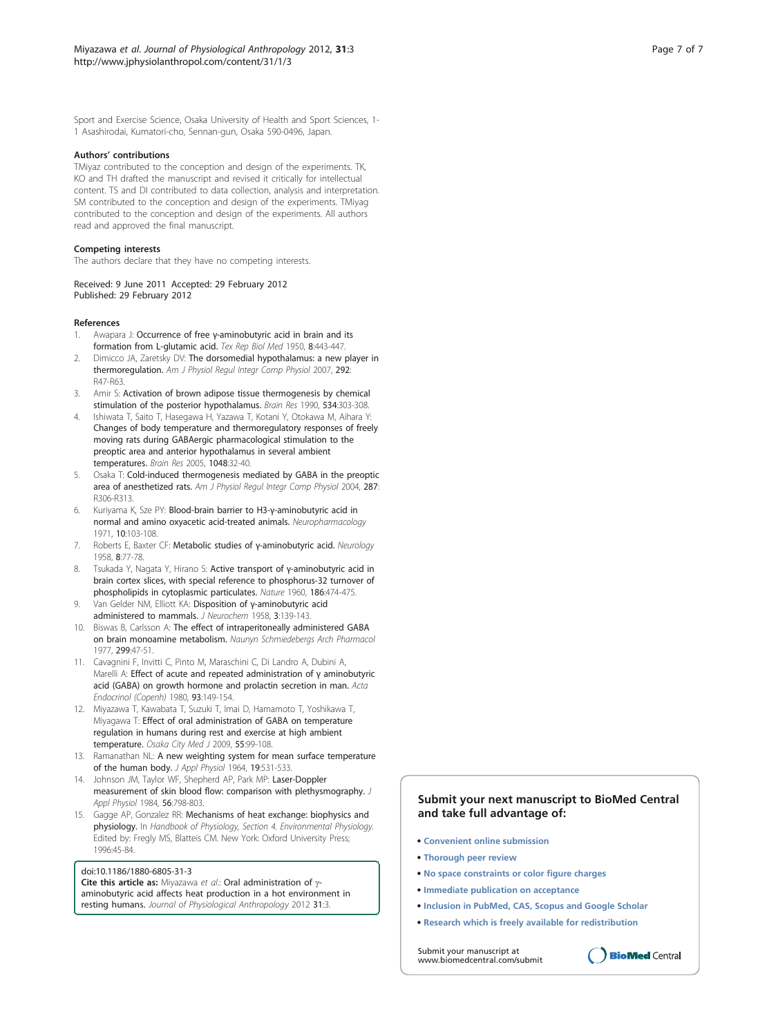Sport and Exercise Science, Osaka University of Health and Sport Sciences, 1-1 Asashirodai, Kumatori-cho, Sennan-gun, Osaka 590-0496, Japan.

#### Authors' contributions

TMiyaz contributed to the conception and design of the experiments. TK, KO and TH drafted the manuscript and revised it critically for intellectual content. TS and DI contributed to data collection, analysis and interpretation. SM contributed to the conception and design of the experiments. TMiyag contributed to the conception and design of the experiments. All authors read and approved the final manuscript.

#### Competing interests

The authors declare that they have no competing interests.

Received: 9 June 2011 Accepted: 29 February 2012
Published: 29 February 2012

#### References

1. Awapara J: **Occurrence of free γ-aminobutyric acid in brain and its formation from L-glutamic acid.** *Tex Rep Biol Med* 1950, **8**:443-447.
2. Dimicco JA, Zaretsky DV: **The dorsomedial hypothalamus: a new player in thermoregulation.** *Am J Physiol Regul Integr Comp Physiol* 2007, **292**: R47-R63.
3. Amir S: **Activation of brown adipose tissue thermogenesis by chemical stimulation of the posterior hypothalamus.** *Brain Res* 1990, **534**:303-308.
4. Ishiwata T, Saito T, Hasegawa H, Yazawa T, Kotani Y, Otokawa M, Aihara Y: **Changes of body temperature and thermoregulatory responses of freely moving rats during GABAergic pharmacological stimulation to the preoptic area and anterior hypothalamus in several ambient temperatures.** *Brain Res* 2005, **1048**:32-40.
5. Osaka T: **Cold-induced thermogenesis mediated by GABA in the preoptic area of anesthetized rats.** *Am J Physiol Regul Integr Comp Physiol* 2004, **287**: R306-R313.
6. Kuriyama K, Sze PY: **Blood-brain barrier to H3-γ-aminobutyric acid in normal and amino oxyacetic acid-treated animals.** *Neuropharmacology* 1971, **10**:103-108.
7. Roberts E, Baxter CF: **Metabolic studies of γ-aminobutyric acid.** *Neurology* 1958, **8**:77-78.
8. Tsukada Y, Nagata Y, Hirano S: **Active transport of γ-aminobutyric acid in brain cortex slices, with special reference to phosphorus-32 turnover of phospholipids in cytoplasmic particulates.** *Nature* 1960, **186**:474-475.
9. Van Gelder NM, Elliott KA: **Disposition of γ-aminobutyric acid administered to mammals.** *J Neurochem* 1958, **3**:139-143.
10. Biswas B, Carlsson A: **The effect of intraperitoneally administered GABA on brain monoamine metabolism.** *Naunyn Schmiedebergs Arch Pharmacol* 1977, **299**:47-51.
11. Cavagnini F, Invitti C, Pinto M, Maraschini C, Di Landro A, Dubini A, Marelli A: **Effect of acute and repeated administration of γ aminobutyric acid (GABA) on growth hormone and prolactin secretion in man.** *Acta Endocrinol (Copenh)* 1980, **93**:149-154.
12. Miyazawa T, Kawabata T, Suzuki T, Imai D, Hamamoto T, Yoshikawa T, Miyagawa T: **Effect of oral administration of GABA on temperature regulation in humans during rest and exercise at high ambient temperature.** *Osaka City Med J* 2009, **55**:99-108.
13. Ramanathan NL: **A new weighting system for mean surface temperature of the human body.** *J Appl Physiol* 1964, **19**:531-533.
14. Johnson JM, Taylor WF, Shepherd AP, Park MP: **Laser-Doppler measurement of skin blood flow: comparison with plethysmography.** *J Appl Physiol* 1984, **56**:798-803.
15. Gagge AP, Gonzalez RR: **Mechanisms of heat exchange: biophysics and physiology.** In *Handbook of Physiology, Section 4. Environmental Physiology.* Edited by: Fregly MS, Blatteis CM. New York: Oxford University Press; 1996:45-84.

doi:10.1186/1880-6805-31-3
**Cite this article as:** Miyazawa *et al.*: Oral administration of γ-aminobutyric acid affects heat production in a hot environment in resting humans. *Journal of Physiological Anthropology* 2012 **31**:3.

**Submit your next manuscript to BioMed Central and take full advantage of:**

- Convenient online submission
- Thorough peer review
- No space constraints or color figure charges
- Immediate publication on acceptance
- Inclusion in PubMed, CAS, Scopus and Google Scholar
- Research which is freely available for redistribution

Submit your manuscript at www.biomedcentral.com/submit